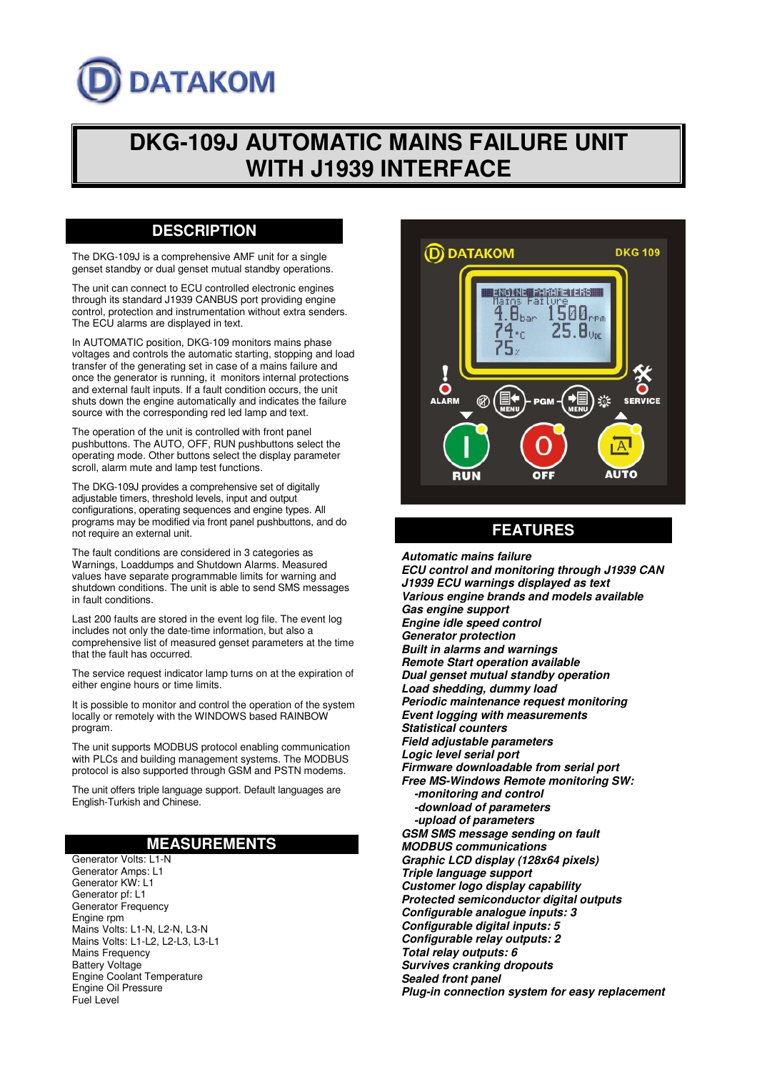DATAKOM

# DKG-109J AUTOMATIC MAINS FAILURE UNIT WITH J1939 INTERFACE

## DESCRIPTION

The DKG-109J is a comprehensive AMF unit for a single genset standby or dual genset mutual standby operations.

The unit can connect to ECU controlled electronic engines through its standard J1939 CANBUS port providing engine control, protection and instrumentation without extra senders. The ECU alarms are displayed in text.

In AUTOMATIC position, DKG-109 monitors mains phase voltages and controls the automatic starting, stopping and load transfer of the generating set in case of a mains failure and once the generator is running, it monitors internal protections and external fault inputs. If a fault condition occurs, the unit shuts down the engine automatically and indicates the failure source with the corresponding red led lamp and text.

The operation of the unit is controlled with front panel pushbuttons. The AUTO, OFF, RUN pushbuttons select the operating mode. Other buttons select the display parameter scroll, alarm mute and lamp test functions.

The DKG-109J provides a comprehensive set of digitally adjustable timers, threshold levels, input and output configurations, operating sequences and engine types. All programs may be modified via front panel pushbuttons, and do not require an external unit.

The fault conditions are considered in 3 categories as Warnings, Loaddumps and Shutdown Alarms. Measured values have separate programmable limits for warning and shutdown conditions. The unit is able to send SMS messages in fault conditions.

Last 200 faults are stored in the event log file. The event log includes not only the date-time information, but also a comprehensive list of measured genset parameters at the time that the fault has occurred.

The service request indicator lamp turns on at the expiration of either engine hours or time limits.

It is possible to monitor and control the operation of the system locally or remotely with the WINDOWS based RAINBOW program.

The unit supports MODBUS protocol enabling communication with PLCs and building management systems. The MODBUS protocol is also supported through GSM and PSTN modems.

The unit offers triple language support. Default languages are English-Turkish and Chinese.

## MEASUREMENTS

Generator Volts: L1-N
Generator Amps: L1
Generator KW: L1
Generator pf: L1
Generator Frequency
Engine rpm
Mains Volts: L1-N, L2-N, L3-N
Mains Volts: L1-L2, L2-L3, L3-L1
Mains Frequency
Battery Voltage
Engine Coolant Temperature
Engine Oil Pressure
Fuel Level

## FEATURES

***Automatic mains failure***
***ECU control and monitoring through J1939 CAN***
***J1939 ECU warnings displayed as text***
***Various engine brands and models available***
***Gas engine support***
***Engine idle speed control***
***Generator protection***
***Built in alarms and warnings***
***Remote Start operation available***
***Dual genset mutual standby operation***
***Load shedding, dummy load***
***Periodic maintenance request monitoring***
***Event logging with measurements***
***Statistical counters***
***Field adjustable parameters***
***Logic level serial port***
***Firmware downloadable from serial port***
***Free MS-Windows Remote monitoring SW:***
- ***-monitoring and control***
- ***-download of parameters***
- ***-upload of parameters***

***GSM SMS message sending on fault***
***MODBUS communications***
***Graphic LCD display (128x64 pixels)***
***Triple language support***
***Customer logo display capability***
***Protected semiconductor digital outputs***
***Configurable analogue inputs: 3***
***Configurable digital inputs: 5***
***Configurable relay outputs: 2***
***Total relay outputs: 6***
***Survives cranking dropouts***
***Sealed front panel***
***Plug-in connection system for easy replacement***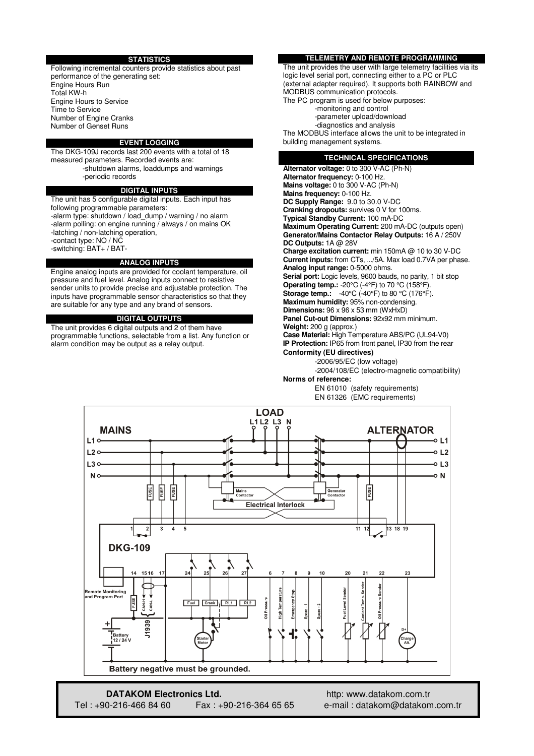## STATISTICS

Following incremental counters provide statistics about past performance of the generating set:
Engine Hours Run
Total KW-h
Engine Hours to Service
Time to Service
Number of Engine Cranks
Number of Genset Runs

## EVENT LOGGING

The DKG-109J records last 200 events with a total of 18 measured parameters. Recorded events are:

- -shutdown alarms, loaddumps and warnings
- -periodic records

## DIGITAL INPUTS

The unit has 5 configurable digital inputs. Each input has following programmable parameters:
-alarm type: shutdown / load_dump / warning / no alarm
-alarm polling: on engine running / always / on mains OK
-latching / non-latching operation,
-contact type: NO / NC
-switching: BAT+ / BAT-

## ANALOG INPUTS

Engine analog inputs are provided for coolant temperature, oil pressure and fuel level. Analog inputs connect to resistive sender units to provide precise and adjustable protection. The inputs have programmable sensor characteristics so that they are suitable for any type and any brand of sensors.

## DIGITAL OUTPUTS

The unit provides 6 digital outputs and 2 of them have programmable functions, selectable from a list. Any function or alarm condition may be output as a relay output.

## TELEMETRY AND REMOTE PROGRAMMING

The unit provides the user with large telemetry facilities via its logic level serial port, connecting either to a PC or PLC (external adapter required). It supports both RAINBOW and MODBUS communication protocols.
The PC program is used for below purposes:

- -monitoring and control
- -parameter upload/download
- -diagnostics and analysis

The MODBUS interface allows the unit to be integrated in building management systems.

## TECHNICAL SPECIFICATIONS

**Alternator voltage:** 0 to 300 V-AC (Ph-N)
**Alternator frequency:** 0-100 Hz.
**Mains voltage:** 0 to 300 V-AC (Ph-N)
**Mains frequency:** 0-100 Hz.
**DC Supply Range:** 9.0 to 30.0 V-DC
**Cranking dropouts:** survives 0 V for 100ms.
**Typical Standby Current:** 100 mA-DC
**Maximum Operating Current:** 200 mA-DC (outputs open)
**Generator/Mains Contactor Relay Outputs:** 16 A / 250V
**DC Outputs:** 1A @ 28V
**Charge excitation current:** min 150mA @ 10 to 30 V-DC
**Current inputs:** from CTs, .../5A. Max load 0.7VA per phase.
**Analog input range:** 0-5000 ohms.
**Serial port:** Logic levels, 9600 bauds, no parity, 1 bit stop
**Operating temp.:** -20°C (-4°F) to 70 °C (158°F).
**Storage temp.:** -40°C (-40°F) to 80 °C (176°F).
**Maximum humidity:** 95% non-condensing.
**Dimensions:** 96 x 96 x 53 mm (WxHxD)
**Panel Cut-out Dimensions:** 92x92 mm minimum.
**Weight:** 200 g (approx.)
**Case Material:** High Temperature ABS/PC (UL94-V0)
**IP Protection:** IP65 from front panel, IP30 from the rear
**Conformity (EU directives)**

- -2006/95/EC (low voltage)
- -2004/108/EC (electro-magnetic compatibility)

**Norms of reference:**

- EN 61010 (safety requirements)
- EN 61326 (EMC requirements)

LOAD
L1 L2 L3 N
MAINS
ALTERNATOR
L1
L2
L3
N
FUSE
FUSE
FUSE
Mains Contactor
Generator Contactor
Electrical Interlock
FUSE
1 2 3 4 5
11 12 13 18 19
DKG-109
14 15 16 17
24 25 26 27
6 7 8 9 10
20 21 22 23
Remote Monitoring and Program Port
FUSE
CAN-H
CAN-L
J1939
Fuel
Crank
RL1
RL2
Oil Pressure
High Temperature
Emergency Stop
Spare - 1
Spare - 2
Fuel Level Sender
Coolant Temp. Sender
Oil Pressure Sender
Battery 12 / 24 V
Starter Motor
D+
Charge Alt.
Battery negative must be grounded.

**DATAKOM Electronics Ltd.** http: www.datakom.com.tr
Tel : +90-216-466 84 60 Fax : +90-216-364 65 65 e-mail : datakom@datakom.com.tr